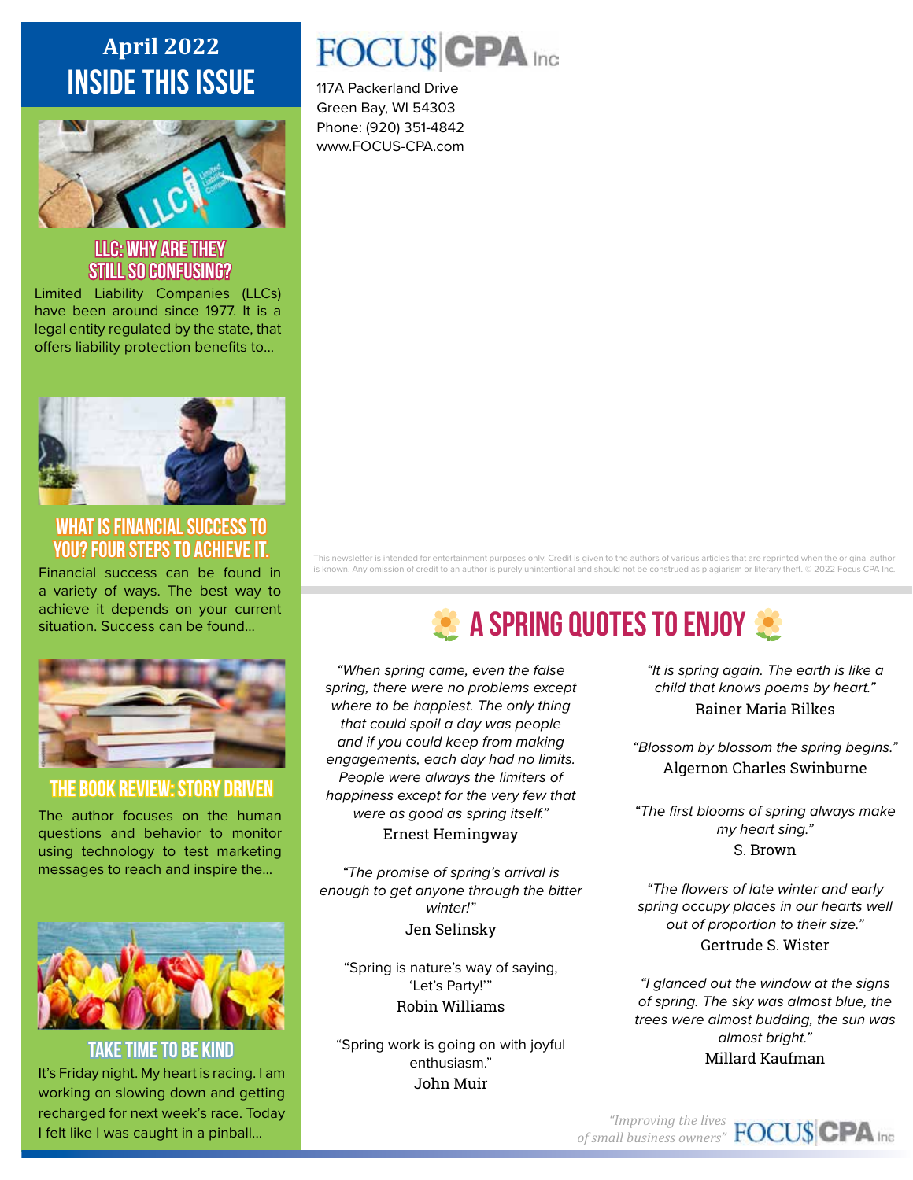## April 2022

# INSIDE THIS ISSUE

### LLC: WHY ARE THEY STILL SO CONFUSING?

Limited Liability Companies (LLCs) have been around since 1977. It is a legal entity regulated by the state, that offers liability protection benefits to...

### WHAT IS FINANCIAL SUCCESS TO YOU? FOUR STEPS TO ACHIEVE IT.

Financial success can be found in a variety of ways. The best way to achieve it depends on your current situation. Success can be found...

### THE BOOK REVIEW: STORY DRIVEN

The author focuses on the human questions and behavior to monitor using technology to test marketing messages to reach and inspire the...

### TAKE TIME TO BE KIND

It's Friday night. My heart is racing. I am working on slowing down and getting recharged for next week's race. Today I felt like I was caught in a pinball...

**FOCU$ | CPA Inc**

117A Packerland Drive
Green Bay, WI 54303
Phone: (920) 351-4842
www.FOCUS-CPA.com

This newsletter is intended for entertainment purposes only. Credit is given to the authors of various articles that are reprinted when the original author is known. Any omission of credit to an author is purely unintentional and should not be construed as plagiarism or literary theft. © 2022 Focus CPA Inc.

## A SPRING QUOTES TO ENJOY

*"When spring came, even the false spring, there were no problems except where to be happiest. The only thing that could spoil a day was people and if you could keep from making engagements, each day had no limits. People were always the limiters of happiness except for the very few that were as good as spring itself."*
Ernest Hemingway

*"The promise of spring's arrival is enough to get anyone through the bitter winter!"*
Jen Selinsky

"Spring is nature's way of saying, 'Let's Party!'"
Robin Williams

"Spring work is going on with joyful enthusiasm."
John Muir

*"It is spring again. The earth is like a child that knows poems by heart."*
Rainer Maria Rilkes

*"Blossom by blossom the spring begins."*
Algernon Charles Swinburne

*"The first blooms of spring always make my heart sing."*
S. Brown

*"The flowers of late winter and early spring occupy places in our hearts well out of proportion to their size."*
Gertrude S. Wister

*"I glanced out the window at the signs of spring. The sky was almost blue, the trees were almost budding, the sun was almost bright."*
Millard Kaufman

*"Improving the lives of small business owners"* FOCU$ | CPA Inc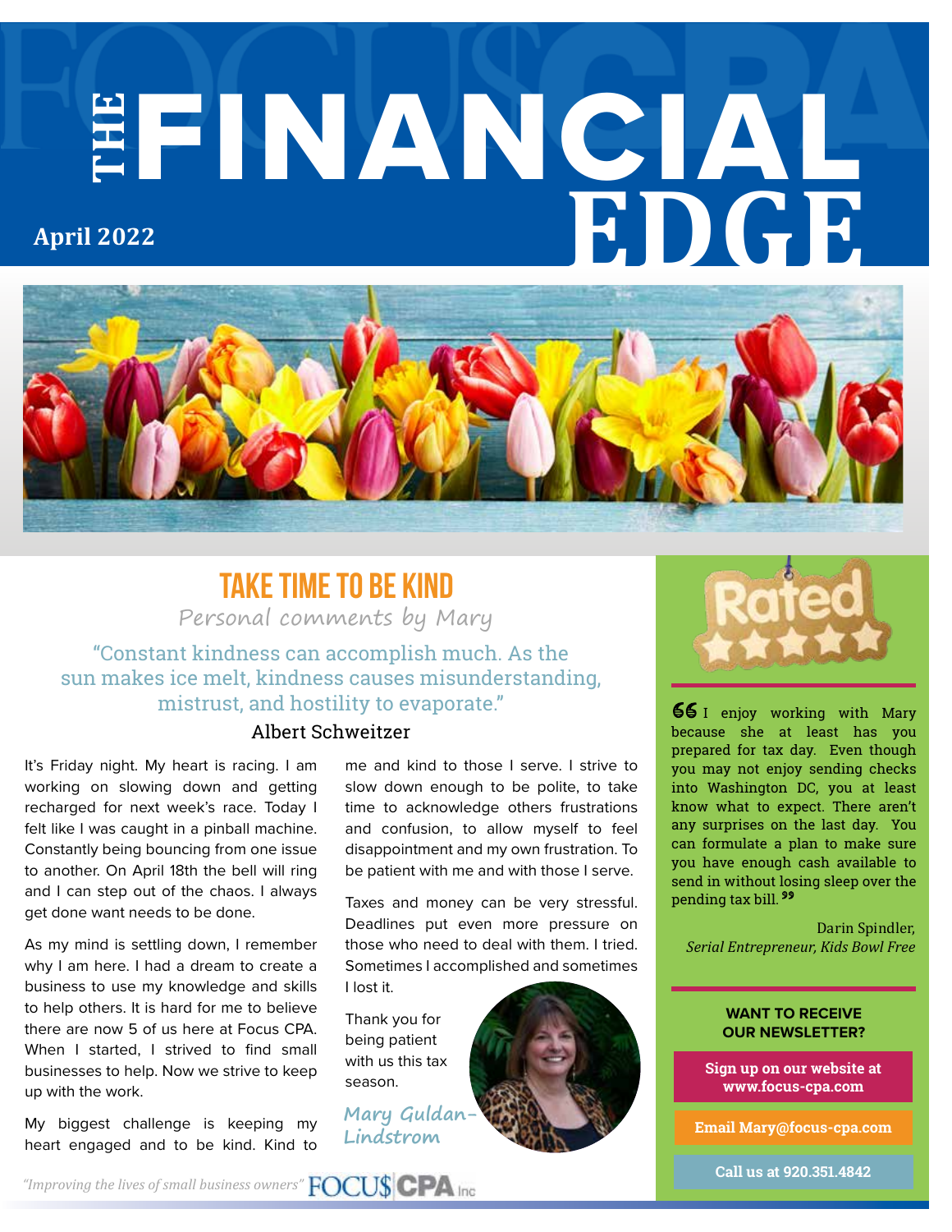# THE FINANCIAL EDGE

**April 2022**

## TAKE TIME TO BE KIND

*Personal comments by Mary*

"Constant kindness can accomplish much. As the sun makes ice melt, kindness causes misunderstanding, mistrust, and hostility to evaporate."

Albert Schweitzer

It's Friday night. My heart is racing. I am working on slowing down and getting recharged for next week's race. Today I felt like I was caught in a pinball machine. Constantly being bouncing from one issue to another. On April 18th the bell will ring and I can step out of the chaos. I always get done want needs to be done.

As my mind is settling down, I remember why I am here. I had a dream to create a business to use my knowledge and skills to help others. It is hard for me to believe there are now 5 of us here at Focus CPA. When I started, I strived to find small businesses to help. Now we strive to keep up with the work.

My biggest challenge is keeping my heart engaged and to be kind. Kind to me and kind to those I serve. I strive to slow down enough to be polite, to take time to acknowledge others frustrations and confusion, to allow myself to feel disappointment and my own frustration. To be patient with me and with those I serve.

Taxes and money can be very stressful. Deadlines put even more pressure on those who need to deal with them. I tried. Sometimes I accomplished and sometimes I lost it.

Thank you for being patient with us this tax season.

Mary Guldan-Lindstrom

---

"I enjoy working with Mary because she at least has you prepared for tax day. Even though you may not enjoy sending checks into Washington DC, you at least know what to expect. There aren't any surprises on the last day. You can formulate a plan to make sure you have enough cash available to send in without losing sleep over the pending tax bill."

Darin Spindler,
*Serial Entrepreneur, Kids Bowl Free*

**WANT TO RECEIVE OUR NEWSLETTER?**

**Sign up on our website at www.focus-cpa.com**

**Email Mary@focus-cpa.com**

**Call us at 920.351.4842**

*"Improving the lives of small business owners"* FOCU$ CPA Inc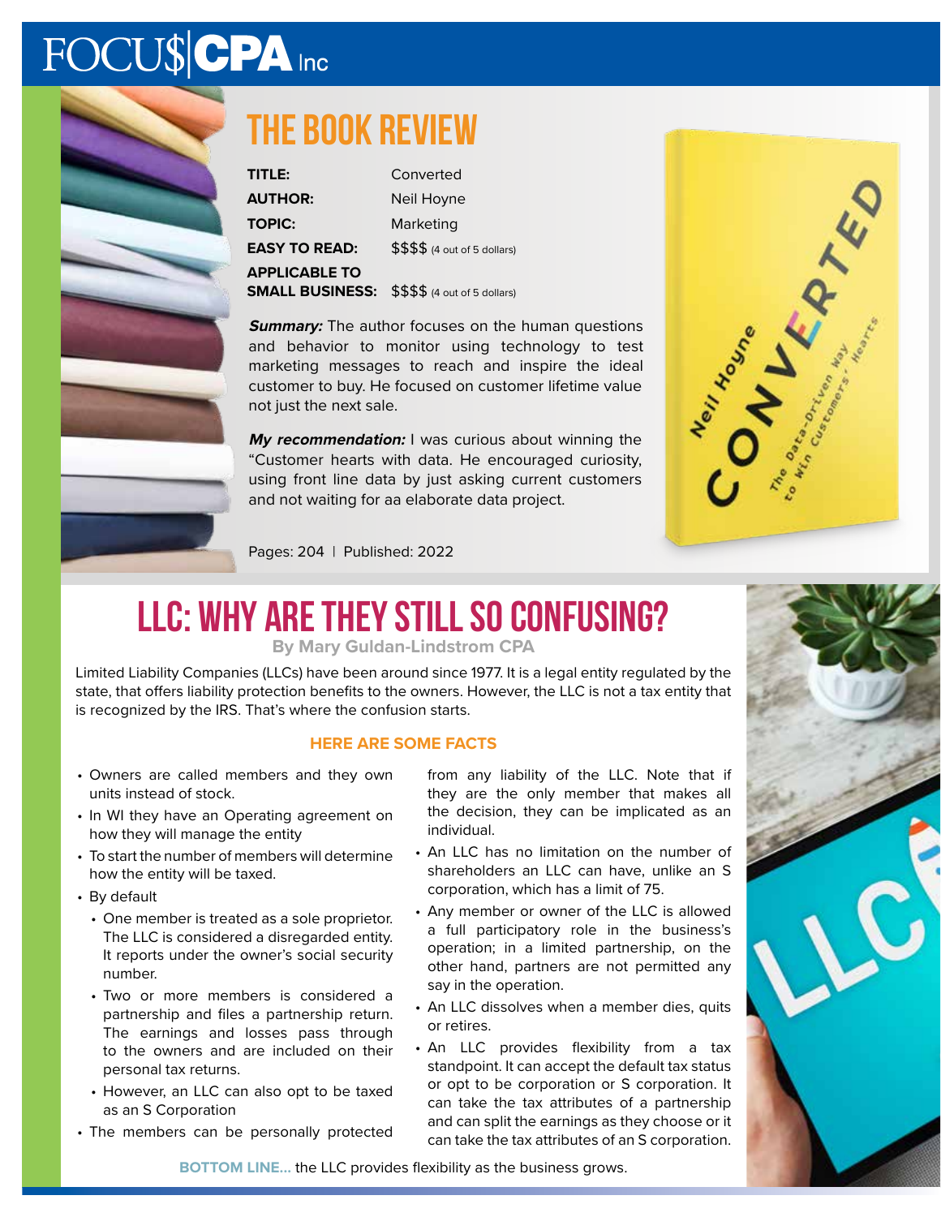# THE BOOK REVIEW

**TITLE:** Converted

**AUTHOR:** Neil Hoyne

**TOPIC:** Marketing

**EASY TO READ:** $$$$ (4 out of 5 dollars)

**APPLICABLE TO SMALL BUSINESS:** $$$$ (4 out of 5 dollars)

***Summary:*** The author focuses on the human questions and behavior to monitor using technology to test marketing messages to reach and inspire the ideal customer to buy. He focused on customer lifetime value not just the next sale.

***My recommendation:*** I was curious about winning the "Customer hearts with data. He encouraged curiosity, using front line data by just asking current customers and not waiting for aa elaborate data project.

Pages: 204 | Published: 2022

# LLC: WHY ARE THEY STILL SO CONFUSING?

**By Mary Guldan-Lindstrom CPA**

Limited Liability Companies (LLCs) have been around since 1977. It is a legal entity regulated by the state, that offers liability protection benefits to the owners. However, the LLC is not a tax entity that is recognized by the IRS. That's where the confusion starts.

### HERE ARE SOME FACTS

- Owners are called members and they own units instead of stock.
- In WI they have an Operating agreement on how they will manage the entity
- To start the number of members will determine how the entity will be taxed.
- By default
  - One member is treated as a sole proprietor. The LLC is considered a disregarded entity. It reports under the owner's social security number.
  - Two or more members is considered a partnership and files a partnership return. The earnings and losses pass through to the owners and are included on their personal tax returns.
  - However, an LLC can also opt to be taxed as an S Corporation
- The members can be personally protected from any liability of the LLC. Note that if they are the only member that makes all the decision, they can be implicated as an individual.
- An LLC has no limitation on the number of shareholders an LLC can have, unlike an S corporation, which has a limit of 75.
- Any member or owner of the LLC is allowed a full participatory role in the business's operation; in a limited partnership, on the other hand, partners are not permitted any say in the operation.
- An LLC dissolves when a member dies, quits or retires.
- An LLC provides flexibility from a tax standpoint. It can accept the default tax status or opt to be corporation or S corporation. It can take the tax attributes of a partnership and can split the earnings as they choose or it can take the tax attributes of an S corporation.

**BOTTOM LINE...** the LLC provides flexibility as the business grows.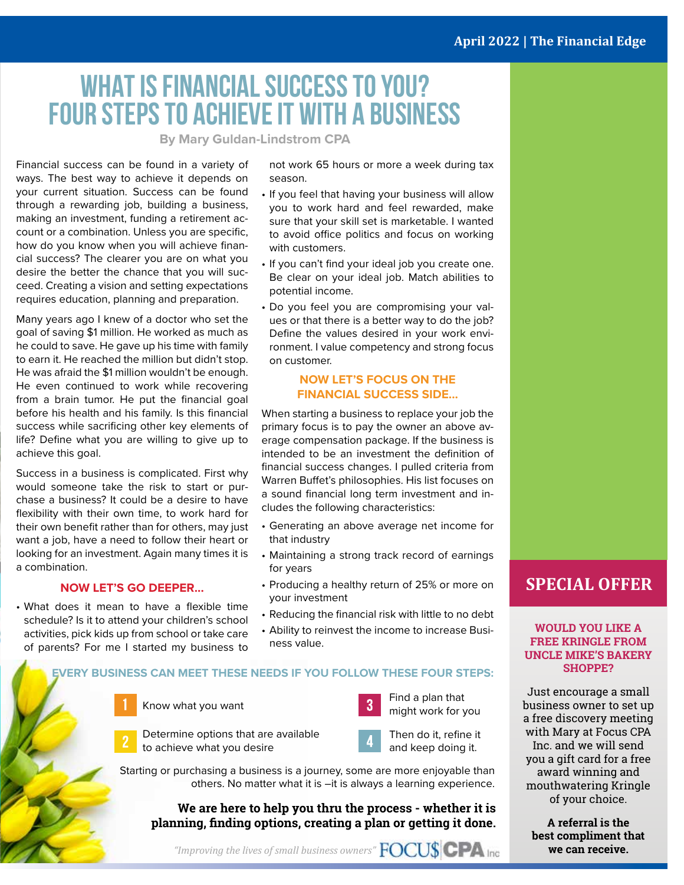# WHAT IS FINANCIAL SUCCESS TO YOU? FOUR STEPS TO ACHIEVE IT WITH A BUSINESS

**By Mary Guldan-Lindstrom CPA**

Financial success can be found in a variety of ways. The best way to achieve it depends on your current situation. Success can be found through a rewarding job, building a business, making an investment, funding a retirement account or a combination. Unless you are specific, how do you know when you will achieve financial success? The clearer you are on what you desire the better the chance that you will succeed. Creating a vision and setting expectations requires education, planning and preparation.

Many years ago I knew of a doctor who set the goal of saving $1 million. He worked as much as he could to save. He gave up his time with family to earn it. He reached the million but didn't stop. He was afraid the $1 million wouldn't be enough. He even continued to work while recovering from a brain tumor. He put the financial goal before his health and his family. Is this financial success while sacrificing other key elements of life? Define what you are willing to give up to achieve this goal.

Success in a business is complicated. First why would someone take the risk to start or purchase a business? It could be a desire to have flexibility with their own time, to work hard for their own benefit rather than for others, may just want a job, have a need to follow their heart or looking for an investment. Again many times it is a combination.

### NOW LET'S GO DEEPER...

- What does it mean to have a flexible time schedule? Is it to attend your children's school activities, pick kids up from school or take care of parents? For me I started my business to not work 65 hours or more a week during tax season.
- If you feel that having your business will allow you to work hard and feel rewarded, make sure that your skill set is marketable. I wanted to avoid office politics and focus on working with customers.
- If you can't find your ideal job you create one. Be clear on your ideal job. Match abilities to potential income.
- Do you feel you are compromising your values or that there is a better way to do the job? Define the values desired in your work environment. I value competency and strong focus on customer.

### NOW LET'S FOCUS ON THE FINANCIAL SUCCESS SIDE...

When starting a business to replace your job the primary focus is to pay the owner an above average compensation package. If the business is intended to be an investment the definition of financial success changes. I pulled criteria from Warren Buffet's philosophies. His list focuses on a sound financial long term investment and includes the following characteristics:

- Generating an above average net income for that industry
- Maintaining a strong track record of earnings for years
- Producing a healthy return of 25% or more on your investment
- Reducing the financial risk with little to no debt
- Ability to reinvest the income to increase Business value.

### EVERY BUSINESS CAN MEET THESE NEEDS IF YOU FOLLOW THESE FOUR STEPS:

1. Know what you want
2. Determine options that are available to achieve what you desire
3. Find a plan that might work for you
4. Then do it, refine it and keep doing it.

Starting or purchasing a business is a journey, some are more enjoyable than others. No matter what it is –it is always a learning experience.

**We are here to help you thru the process - whether it is planning, finding options, creating a plan or getting it done.**

*"Improving the lives of small business owners"* FOCU$ CPA Inc

## SPECIAL OFFER

**WOULD YOU LIKE A FREE KRINGLE FROM UNCLE MIKE'S BAKERY SHOPPE?**

Just encourage a small business owner to set up a free discovery meeting with Mary at Focus CPA Inc. and we will send you a gift card for a free award winning and mouthwatering Kringle of your choice.

**A referral is the best compliment that we can receive.**